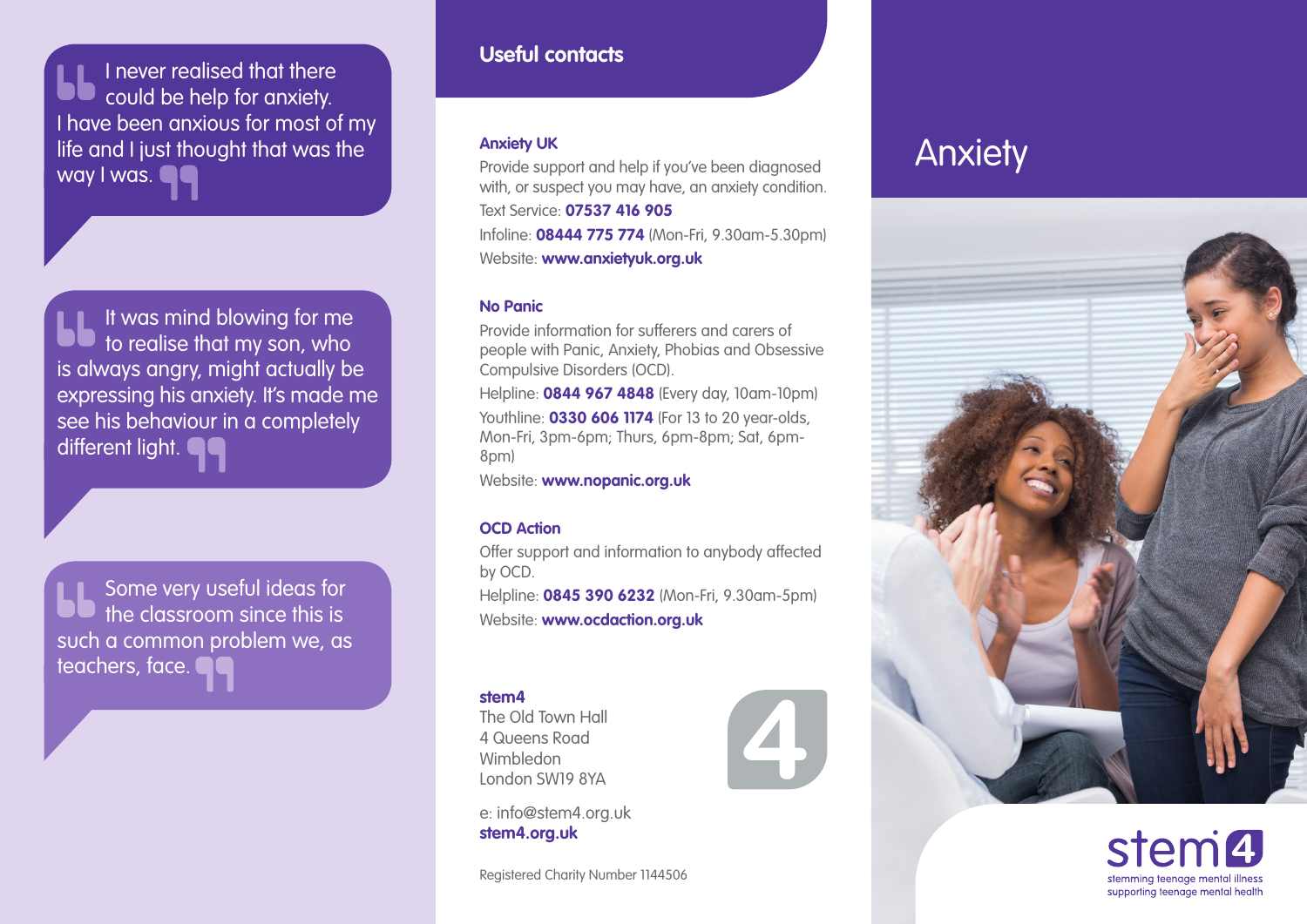> I never realised that there could be help for anxiety. I have been anxious for most of my life and I just thought that was the way I was.

> It was mind blowing for me to realise that my son, who is always angry, might actually be expressing his anxiety. It's made me see his behaviour in a completely different light.

> Some very useful ideas for the classroom since this is such a common problem we, as teachers, face.

## Useful contacts

**Anxiety UK**

Provide support and help if you've been diagnosed with, or suspect you may have, an anxiety condition.

Text Service: **07537 416 905**

Infoline: **08444 775 774** (Mon-Fri, 9.30am-5.30pm)

Website: **www.anxietyuk.org.uk**

**No Panic**

Provide information for sufferers and carers of people with Panic, Anxiety, Phobias and Obsessive Compulsive Disorders (OCD).

Helpline: **0844 967 4848** (Every day, 10am-10pm)

Youthline: **0330 606 1174** (For 13 to 20 year-olds, Mon-Fri, 3pm-6pm; Thurs, 6pm-8pm; Sat, 6pm-8pm)

Website: **www.nopanic.org.uk**

**OCD Action**

Offer support and information to anybody affected by OCD.

Helpline: **0845 390 6232** (Mon-Fri, 9.30am-5pm)

Website: **www.ocdaction.org.uk**

**stem4**
The Old Town Hall
4 Queens Road
Wimbledon
London SW19 8YA

e: info@stem4.org.uk
**stem4.org.uk**

Registered Charity Number 1144506

# Anxiety

stem4
stemming teenage mental illness
supporting teenage mental health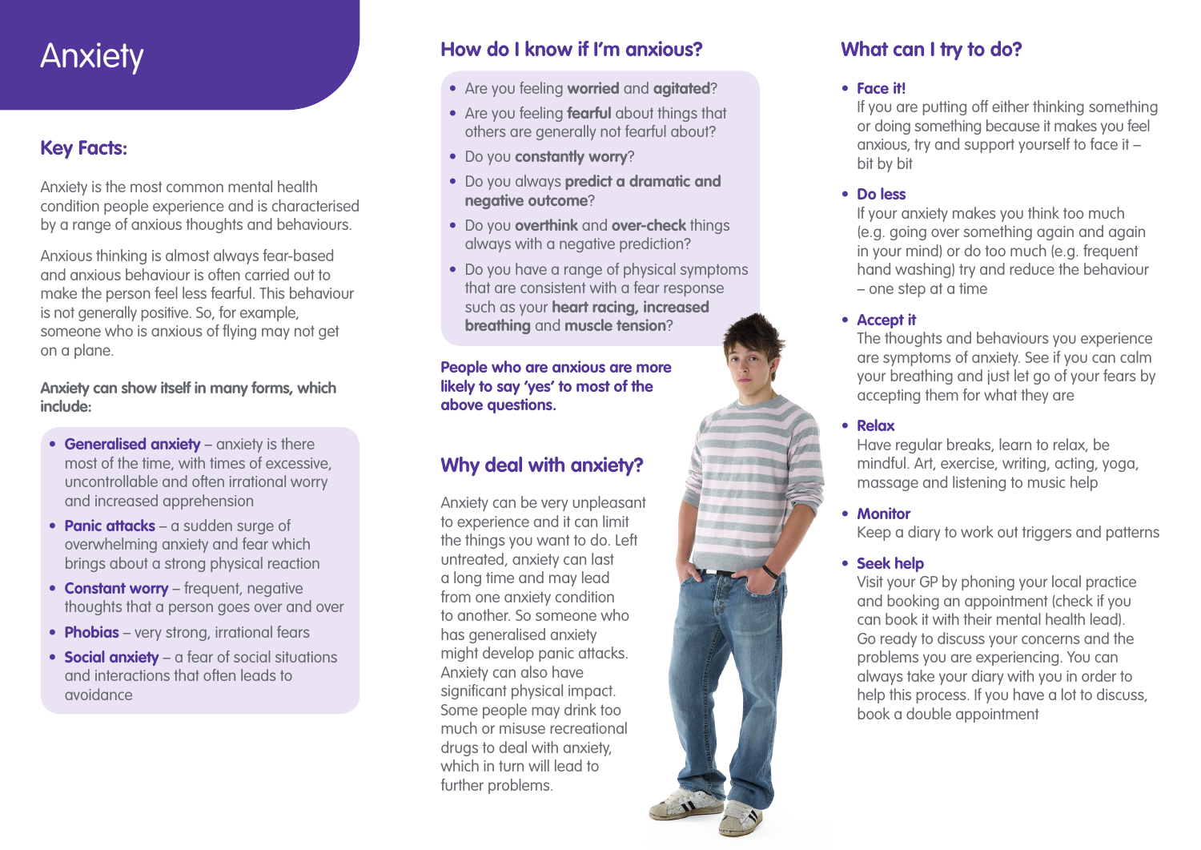# Anxiety

## Key Facts:

Anxiety is the most common mental health condition people experience and is characterised by a range of anxious thoughts and behaviours.

Anxious thinking is almost always fear-based and anxious behaviour is often carried out to make the person feel less fearful. This behaviour is not generally positive. So, for example, someone who is anxious of flying may not get on a plane.

**Anxiety can show itself in many forms, which include:**

- **Generalised anxiety** – anxiety is there most of the time, with times of excessive, uncontrollable and often irrational worry and increased apprehension
- **Panic attacks** – a sudden surge of overwhelming anxiety and fear which brings about a strong physical reaction
- **Constant worry** – frequent, negative thoughts that a person goes over and over
- **Phobias** – very strong, irrational fears
- **Social anxiety** – a fear of social situations and interactions that often leads to avoidance

## How do I know if I'm anxious?

- Are you feeling **worried** and **agitated**?
- Are you feeling **fearful** about things that others are generally not fearful about?
- Do you **constantly worry**?
- Do you always **predict a dramatic and negative outcome**?
- Do you **overthink** and **over-check** things always with a negative prediction?
- Do you have a range of physical symptoms that are consistent with a fear response such as your **heart racing, increased breathing** and **muscle tension**?

**People who are anxious are more likely to say 'yes' to most of the above questions.**

## Why deal with anxiety?

Anxiety can be very unpleasant to experience and it can limit the things you want to do. Left untreated, anxiety can last a long time and may lead from one anxiety condition to another. So someone who has generalised anxiety might develop panic attacks. Anxiety can also have significant physical impact. Some people may drink too much or misuse recreational drugs to deal with anxiety, which in turn will lead to further problems.

## What can I try to do?

- **Face it!**
  If you are putting off either thinking something or doing something because it makes you feel anxious, try and support yourself to face it – bit by bit
- **Do less**
  If your anxiety makes you think too much (e.g. going over something again and again in your mind) or do too much (e.g. frequent hand washing) try and reduce the behaviour – one step at a time
- **Accept it**
  The thoughts and behaviours you experience are symptoms of anxiety. See if you can calm your breathing and just let go of your fears by accepting them for what they are
- **Relax**
  Have regular breaks, learn to relax, be mindful. Art, exercise, writing, acting, yoga, massage and listening to music help
- **Monitor**
  Keep a diary to work out triggers and patterns
- **Seek help**
  Visit your GP by phoning your local practice and booking an appointment (check if you can book it with their mental health lead). Go ready to discuss your concerns and the problems you are experiencing. You can always take your diary with you in order to help this process. If you have a lot to discuss, book a double appointment